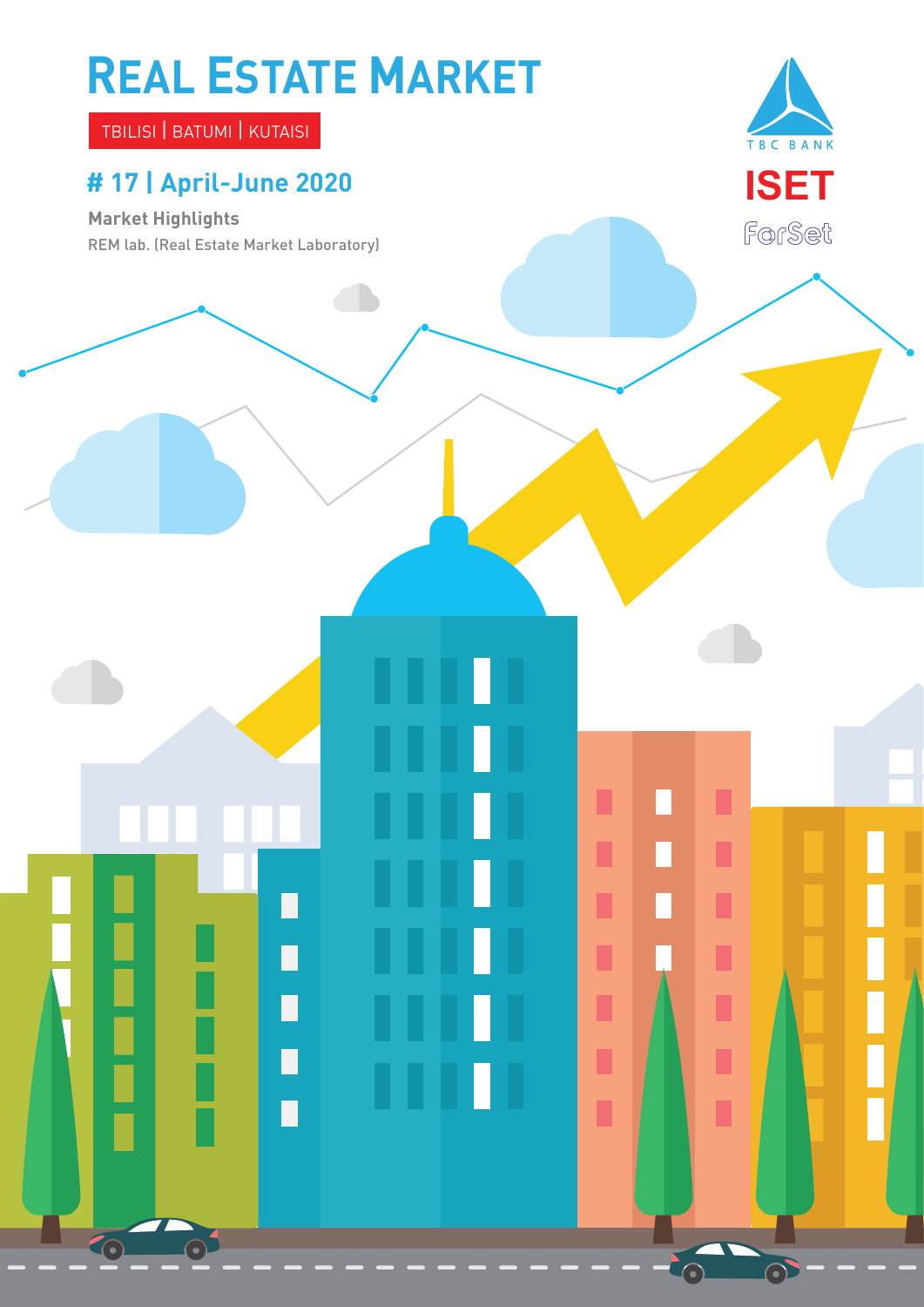# REAL ESTATE MARKET

TBILISI | BATUMI | KUTAISI

## # 17 | April-June 2020

**Market Highlights**

REM lab. (Real Estate Market Laboratory)

TBC BANK

ISET

ForSet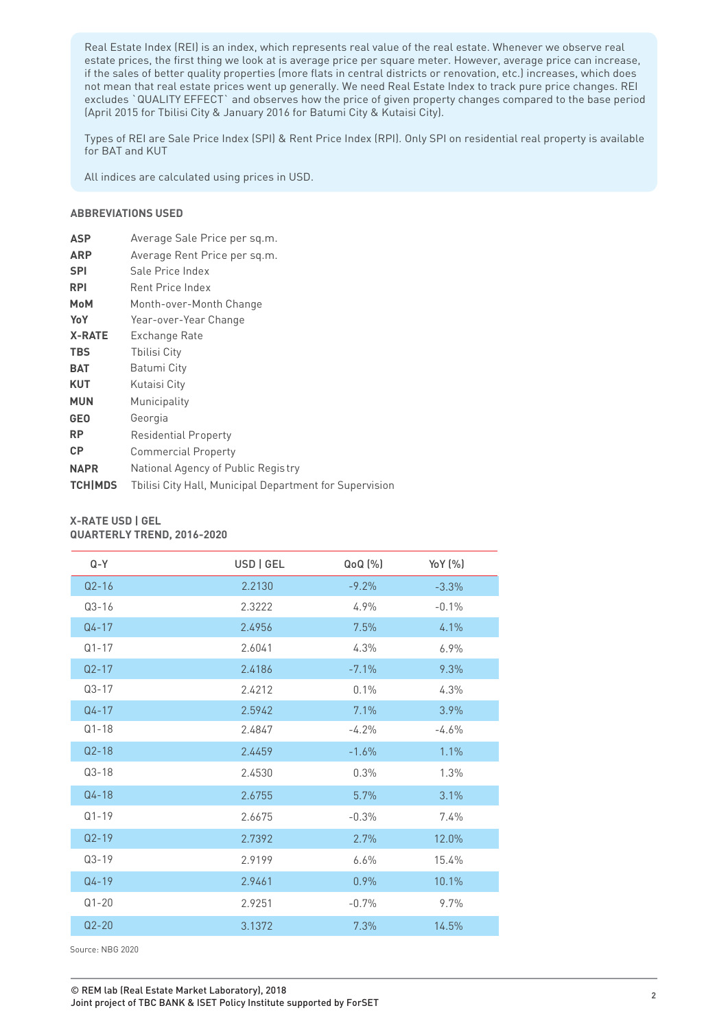Real Estate Index (REI) is an index, which represents real value of the real estate. Whenever we observe real estate prices, the first thing we look at is average price per square meter. However, average price can increase, if the sales of better quality properties (more flats in central districts or renovation, etc.) increases, which does not mean that real estate prices went up generally. We need Real Estate Index to track pure price changes. REI excludes `QUALITY EFFECT` and observes how the price of given property changes compared to the base period (April 2015 for Tbilisi City & January 2016 for Batumi City & Kutaisi City).

Types of REI are Sale Price Index (SPI) & Rent Price Index (RPI). Only SPI on residential real property is available for BAT and KUT

All indices are calculated using prices in USD.

**ABBREVIATIONS USED**

| | |
|---|---|
| **ASP** | Average Sale Price per sq.m. |
| **ARP** | Average Rent Price per sq.m. |
| **SPI** | Sale Price Index |
| **RPI** | Rent Price Index |
| **MoM** | Month-over-Month Change |
| **YoY** | Year-over-Year Change |
| **X-RATE** | Exchange Rate |
| **TBS** | Tbilisi City |
| **BAT** | Batumi City |
| **KUT** | Kutaisi City |
| **MUN** | Municipality |
| **GEO** | Georgia |
| **RP** | Residential Property |
| **CP** | Commercial Property |
| **NAPR** | National Agency of Public Registry |
| **TCH\|MDS** | Tbilisi City Hall, Municipal Department for Supervision |

**X-RATE USD | GEL**
**QUARTERLY TREND, 2016-2020**

| Q-Y | USD \| GEL | QoQ (%) | YoY (%) |
|---|---|---|---|
| Q2-16 | 2.2130 | -9.2% | -3.3% |
| Q3-16 | 2.3222 | 4.9% | -0.1% |
| Q4-17 | 2.4956 | 7.5% | 4.1% |
| Q1-17 | 2.6041 | 4.3% | 6.9% |
| Q2-17 | 2.4186 | -7.1% | 9.3% |
| Q3-17 | 2.4212 | 0.1% | 4.3% |
| Q4-17 | 2.5942 | 7.1% | 3.9% |
| Q1-18 | 2.4847 | -4.2% | -4.6% |
| Q2-18 | 2.4459 | -1.6% | 1.1% |
| Q3-18 | 2.4530 | 0.3% | 1.3% |
| Q4-18 | 2.6755 | 5.7% | 3.1% |
| Q1-19 | 2.6675 | -0.3% | 7.4% |
| Q2-19 | 2.7392 | 2.7% | 12.0% |
| Q3-19 | 2.9199 | 6.6% | 15.4% |
| Q4-19 | 2.9461 | 0.9% | 10.1% |
| Q1-20 | 2.9251 | -0.7% | 9.7% |
| Q2-20 | 3.1372 | 7.3% | 14.5% |

Source: NBG 2020

© REM lab (Real Estate Market Laboratory), 2018
Joint project of TBC BANK & ISET Policy Institute supported by ForSET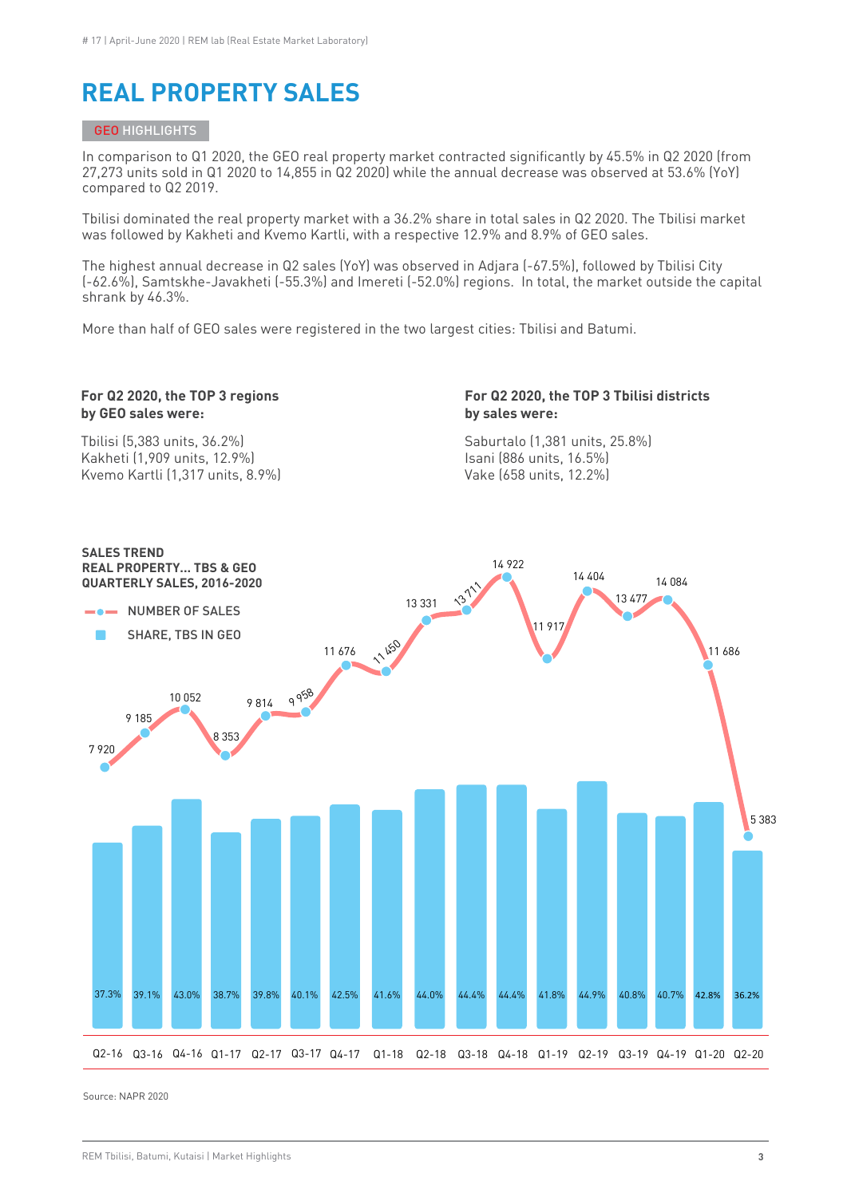# REAL PROPERTY SALES

GEO HIGHLIGHTS

In comparison to Q1 2020, the GEO real property market contracted significantly by 45.5% in Q2 2020 (from 27,273 units sold in Q1 2020 to 14,855 in Q2 2020) while the annual decrease was observed at 53.6% (YoY) compared to Q2 2019.

Tbilisi dominated the real property market with a 36.2% share in total sales in Q2 2020. The Tbilisi market was followed by Kakheti and Kvemo Kartli, with a respective 12.9% and 8.9% of GEO sales.

The highest annual decrease in Q2 sales (YoY) was observed in Adjara (-67.5%), followed by Tbilisi City (-62.6%), Samtskhe-Javakheti (-55.3%) and Imereti (-52.0%) regions. In total, the market outside the capital shrank by 46.3%.

More than half of GEO sales were registered in the two largest cities: Tbilisi and Batumi.

**For Q2 2020, the TOP 3 regions by GEO sales were:**

Tbilisi (5,383 units, 36.2%)
Kakheti (1,909 units, 12.9%)
Kvemo Kartli (1,317 units, 8.9%)

**For Q2 2020, the TOP 3 Tbilisi districts by sales were:**

Saburtalo (1,381 units, 25.8%)
Isani (886 units, 16.5%)
Vake (658 units, 12.2%)

**SALES TREND REAL PROPERTY... TBS & GEO QUARTERLY SALES, 2016-2020**

| Quarter | Number of sales | Share, TBS in GEO |
|---|---|---|
| Q2-16 | 7 920 | 37.3% |
| Q3-16 | 9 185 | 39.1% |
| Q4-16 | 10 052 | 43.0% |
| Q1-17 | 8 353 | 38.7% |
| Q2-17 | 9 814 | 39.8% |
| Q3-17 | 9 958 | 40.1% |
| Q4-17 | 11 676 | 42.5% |
| Q1-18 | 11 450 | 41.6% |
| Q2-18 | 13 331 | 44.0% |
| Q3-18 | 13 711 | 44.4% |
| Q4-18 | 14 922 | 44.4% |
| Q1-19 | 11 917 | 41.8% |
| Q2-19 | 14 404 | 44.9% |
| Q3-19 | 13 477 | 40.8% |
| Q4-19 | 14 084 | 40.7% |
| Q1-20 | 11 686 | 42.8% |
| Q2-20 | 5 383 | 36.2% |

Source: NAPR 2020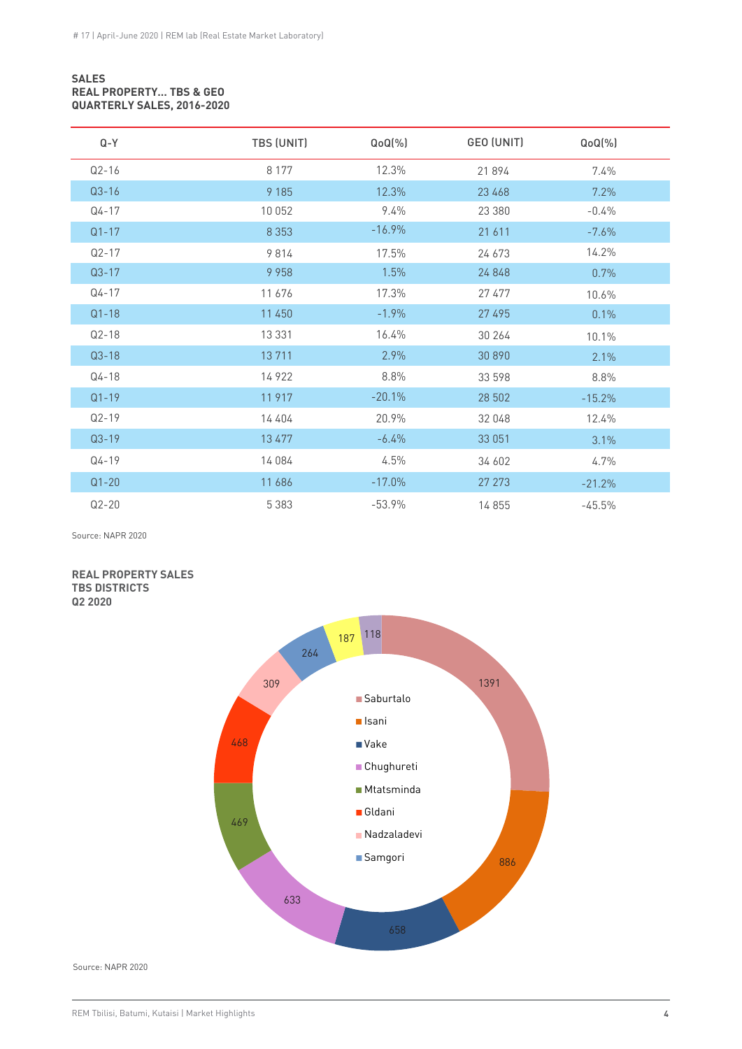**SALES**
**REAL PROPERTY... TBS & GEO**
**QUARTERLY SALES, 2016-2020**

| Q-Y | TBS (UNIT) | QoQ(%) | GEO (UNIT) | QoQ(%) |
|---|---|---|---|---|
| Q2-16 | 8 177 | 12.3% | 21 894 | 7.4% |
| Q3-16 | 9 185 | 12.3% | 23 468 | 7.2% |
| Q4-17 | 10 052 | 9.4% | 23 380 | -0.4% |
| Q1-17 | 8 353 | -16.9% | 21 611 | -7.6% |
| Q2-17 | 9 814 | 17.5% | 24 673 | 14.2% |
| Q3-17 | 9 958 | 1.5% | 24 848 | 0.7% |
| Q4-17 | 11 676 | 17.3% | 27 477 | 10.6% |
| Q1-18 | 11 450 | -1.9% | 27 495 | 0.1% |
| Q2-18 | 13 331 | 16.4% | 30 264 | 10.1% |
| Q3-18 | 13 711 | 2.9% | 30 890 | 2.1% |
| Q4-18 | 14 922 | 8.8% | 33 598 | 8.8% |
| Q1-19 | 11 917 | -20.1% | 28 502 | -15.2% |
| Q2-19 | 14 404 | 20.9% | 32 048 | 12.4% |
| Q3-19 | 13 477 | -6.4% | 33 051 | 3.1% |
| Q4-19 | 14 084 | 4.5% | 34 602 | 4.7% |
| Q1-20 | 11 686 | -17.0% | 27 273 | -21.2% |
| Q2-20 | 5 383 | -53.9% | 14 855 | -45.5% |

Source: NAPR 2020

**REAL PROPERTY SALES**
**TBS DISTRICTS**
**Q2 2020**

| District | Units |
|---|---|
| Saburtalo | 1391 |
| Isani | 886 |
| Vake | 658 |
| Chughureti | 633 |
| Mtatsminda | 469 |
| Gldani | 468 |
| Nadzaladevi | 309 |
| Samgori | 264 |
| | 187 |
| | 118 |

Source: NAPR 2020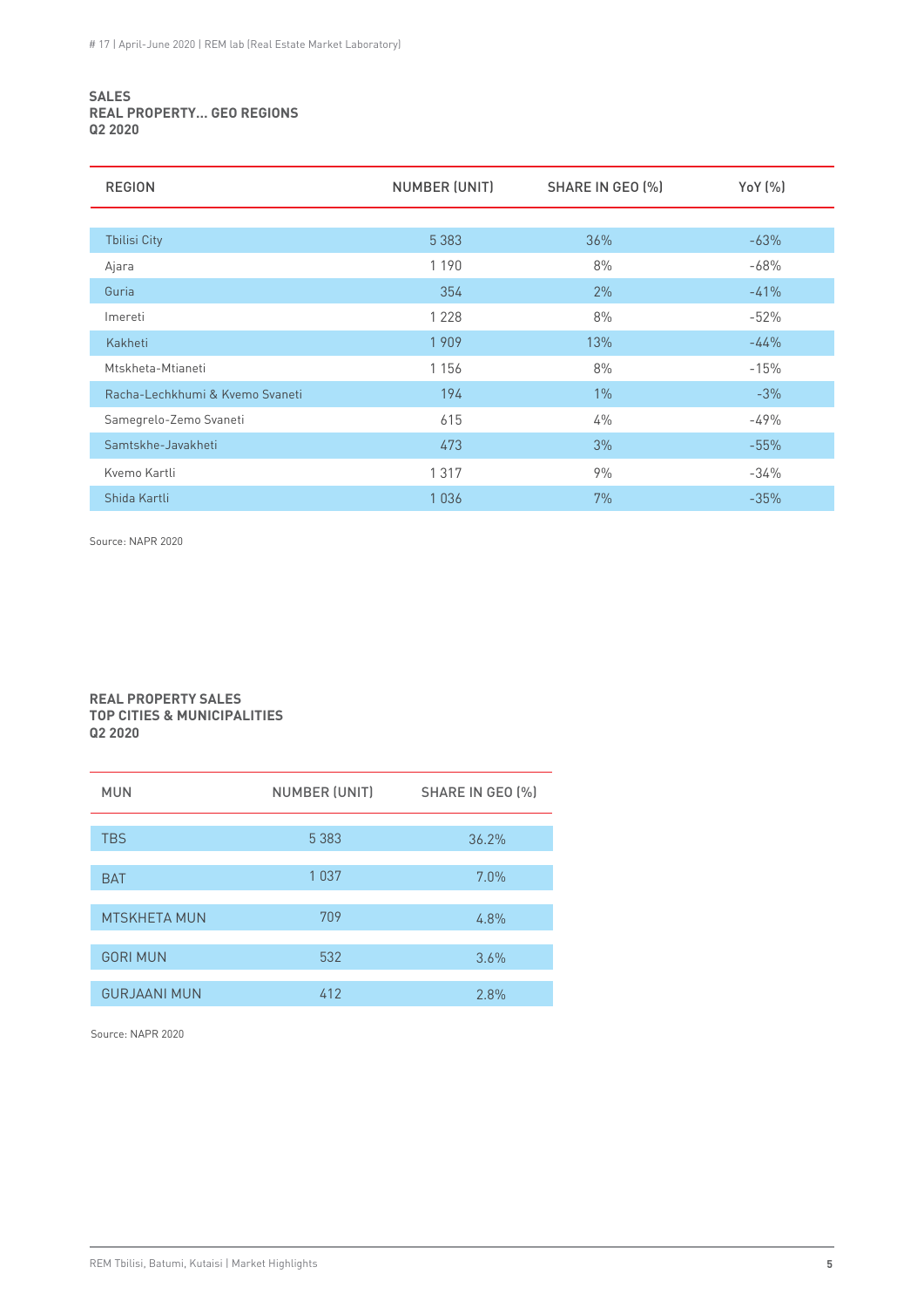**SALES**
**REAL PROPERTY... GEO REGIONS**
**Q2 2020**

| REGION | NUMBER (UNIT) | SHARE IN GEO (%) | YoY (%) |
|---|---|---|---|
| Tbilisi City | 5 383 | 36% | -63% |
| Ajara | 1 190 | 8% | -68% |
| Guria | 354 | 2% | -41% |
| Imereti | 1 228 | 8% | -52% |
| Kakheti | 1 909 | 13% | -44% |
| Mtskheta-Mtianeti | 1 156 | 8% | -15% |
| Racha-Lechkhumi & Kvemo Svaneti | 194 | 1% | -3% |
| Samegrelo-Zemo Svaneti | 615 | 4% | -49% |
| Samtskhe-Javakheti | 473 | 3% | -55% |
| Kvemo Kartli | 1 317 | 9% | -34% |
| Shida Kartli | 1 036 | 7% | -35% |

Source: NAPR 2020

**REAL PROPERTY SALES**
**TOP CITIES & MUNICIPALITIES**
**Q2 2020**

| MUN | NUMBER (UNIT) | SHARE IN GEO (%) |
|---|---|---|
| TBS | 5 383 | 36.2% |
| BAT | 1 037 | 7.0% |
| MTSKHETA MUN | 709 | 4.8% |
| GORI MUN | 532 | 3.6% |
| GURJAANI MUN | 412 | 2.8% |

Source: NAPR 2020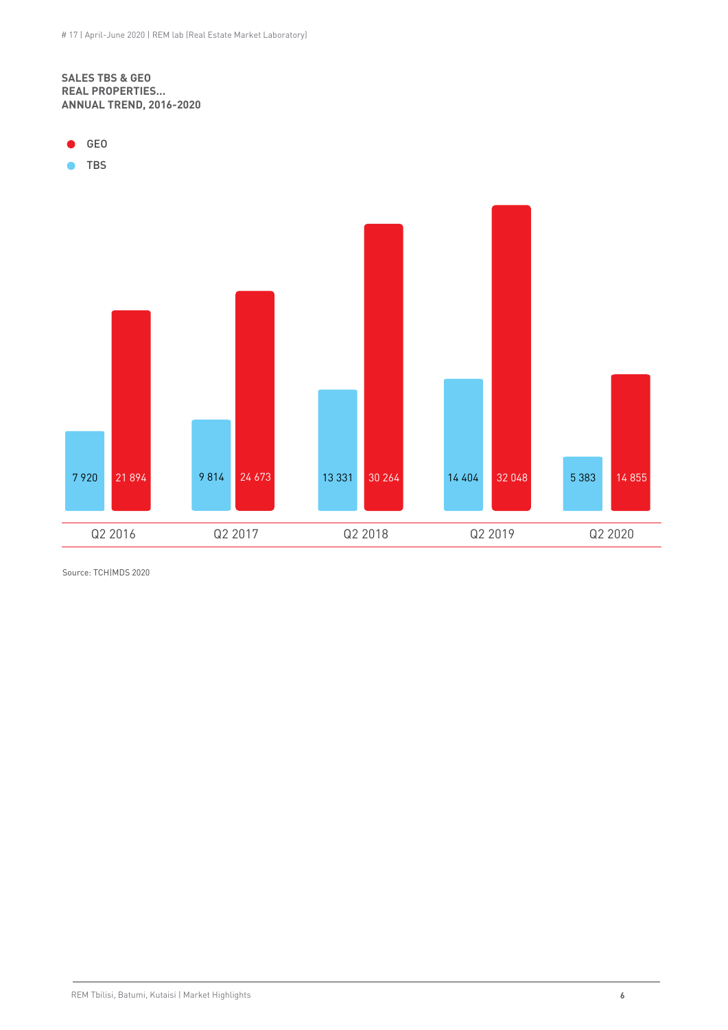**SALES TBS & GEO**
**REAL PROPERTIES...**
**ANNUAL TREND, 2016-2020**

| | TBS | GEO |
|---|---|---|
| Q2 2016 | 7 920 | 21 894 |
| Q2 2017 | 9 814 | 24 673 |
| Q2 2018 | 13 331 | 30 264 |
| Q2 2019 | 14 404 | 32 048 |
| Q2 2020 | 5 383 | 14 855 |

Source: TCH|MDS 2020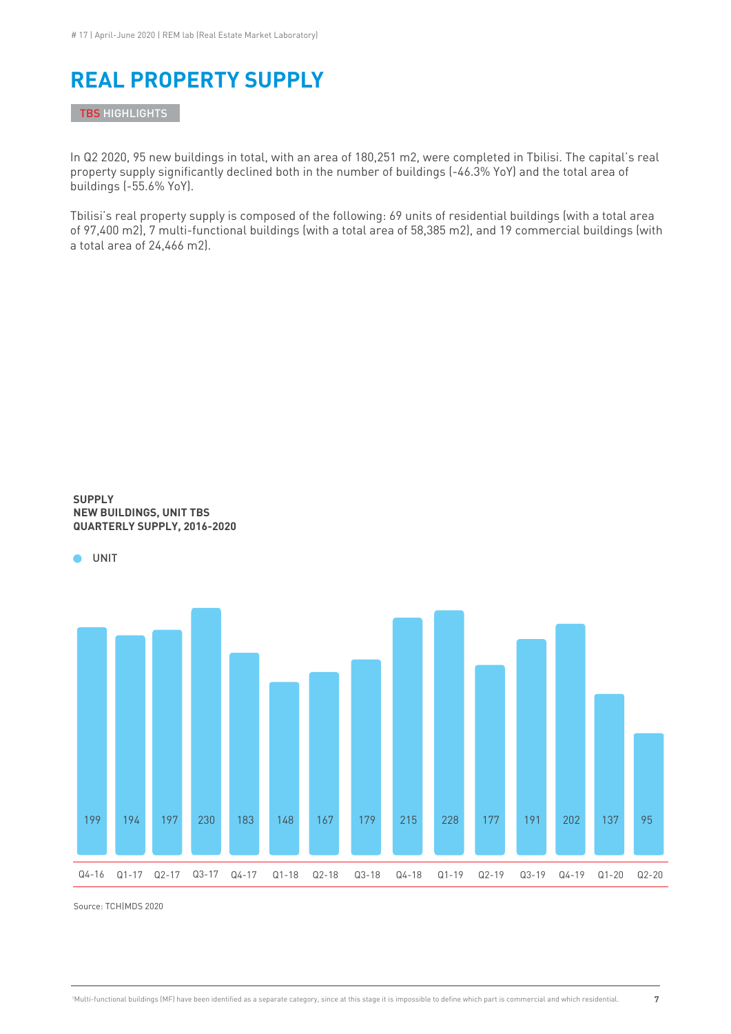# REAL PROPERTY SUPPLY

TBS HIGHLIGHTS

In Q2 2020, 95 new buildings in total, with an area of 180,251 m2, were completed in Tbilisi. The capital's real property supply significantly declined both in the number of buildings (-46.3% YoY) and the total area of buildings (-55.6% YoY).

Tbilisi's real property supply is composed of the following: 69 units of residential buildings (with a total area of 97,400 m2), 7 multi-functional buildings (with a total area of 58,385 m2), and 19 commercial buildings (with a total area of 24,466 m2).

**SUPPLY**
**NEW BUILDINGS, UNIT TBS**
**QUARTERLY SUPPLY, 2016-2020**

UNIT

| Q4-16 | Q1-17 | Q2-17 | Q3-17 | Q4-17 | Q1-18 | Q2-18 | Q3-18 | Q4-18 | Q1-19 | Q2-19 | Q3-19 | Q4-19 | Q1-20 | Q2-20 |
|---|---|---|---|---|---|---|---|---|---|---|---|---|---|---|
| 199 | 194 | 197 | 230 | 183 | 148 | 167 | 179 | 215 | 228 | 177 | 191 | 202 | 137 | 95 |

Source: TCH|MDS 2020

[1]Multi-functional buildings (MF) have been identified as a separate category, since at this stage it is impossible to define which part is commercial and which residential.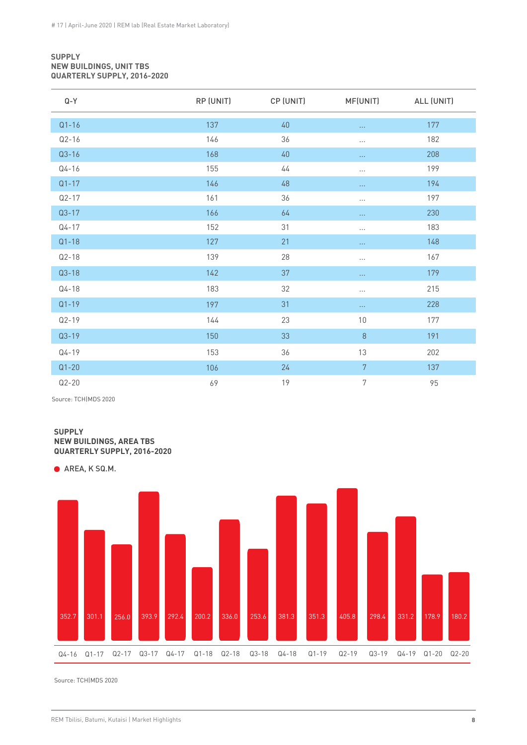**SUPPLY**
**NEW BUILDINGS, UNIT TBS**
**QUARTERLY SUPPLY, 2016-2020**

| Q-Y | RP (UNIT) | CP (UNIT) | MF(UNIT) | ALL (UNIT) |
|---|---|---|---|---|
| Q1-16 | 137 | 40 | ... | 177 |
| Q2-16 | 146 | 36 | ... | 182 |
| Q3-16 | 168 | 40 | ... | 208 |
| Q4-16 | 155 | 44 | ... | 199 |
| Q1-17 | 146 | 48 | ... | 194 |
| Q2-17 | 161 | 36 | ... | 197 |
| Q3-17 | 166 | 64 | ... | 230 |
| Q4-17 | 152 | 31 | ... | 183 |
| Q1-18 | 127 | 21 | ... | 148 |
| Q2-18 | 139 | 28 | ... | 167 |
| Q3-18 | 142 | 37 | ... | 179 |
| Q4-18 | 183 | 32 | ... | 215 |
| Q1-19 | 197 | 31 | ... | 228 |
| Q2-19 | 144 | 23 | 10 | 177 |
| Q3-19 | 150 | 33 | 8 | 191 |
| Q4-19 | 153 | 36 | 13 | 202 |
| Q1-20 | 106 | 24 | 7 | 137 |
| Q2-20 | 69 | 19 | 7 | 95 |

Source: TCH|MDS 2020

**SUPPLY**
**NEW BUILDINGS, AREA TBS**
**QUARTERLY SUPPLY, 2016-2020**

AREA, K SQ.M.

| Q-Y | Area, K sq.m. |
|---|---|
| Q4-16 | 352.7 |
| Q1-17 | 301.1 |
| Q2-17 | 256.0 |
| Q3-17 | 393.9 |
| Q4-17 | 292.4 |
| Q1-18 | 200.2 |
| Q2-18 | 336.0 |
| Q3-18 | 253.6 |
| Q4-18 | 381.3 |
| Q1-19 | 351.3 |
| Q2-19 | 405.8 |
| Q3-19 | 298.4 |
| Q4-19 | 331.2 |
| Q1-20 | 178.9 |
| Q2-20 | 180.2 |

Source: TCH|MDS 2020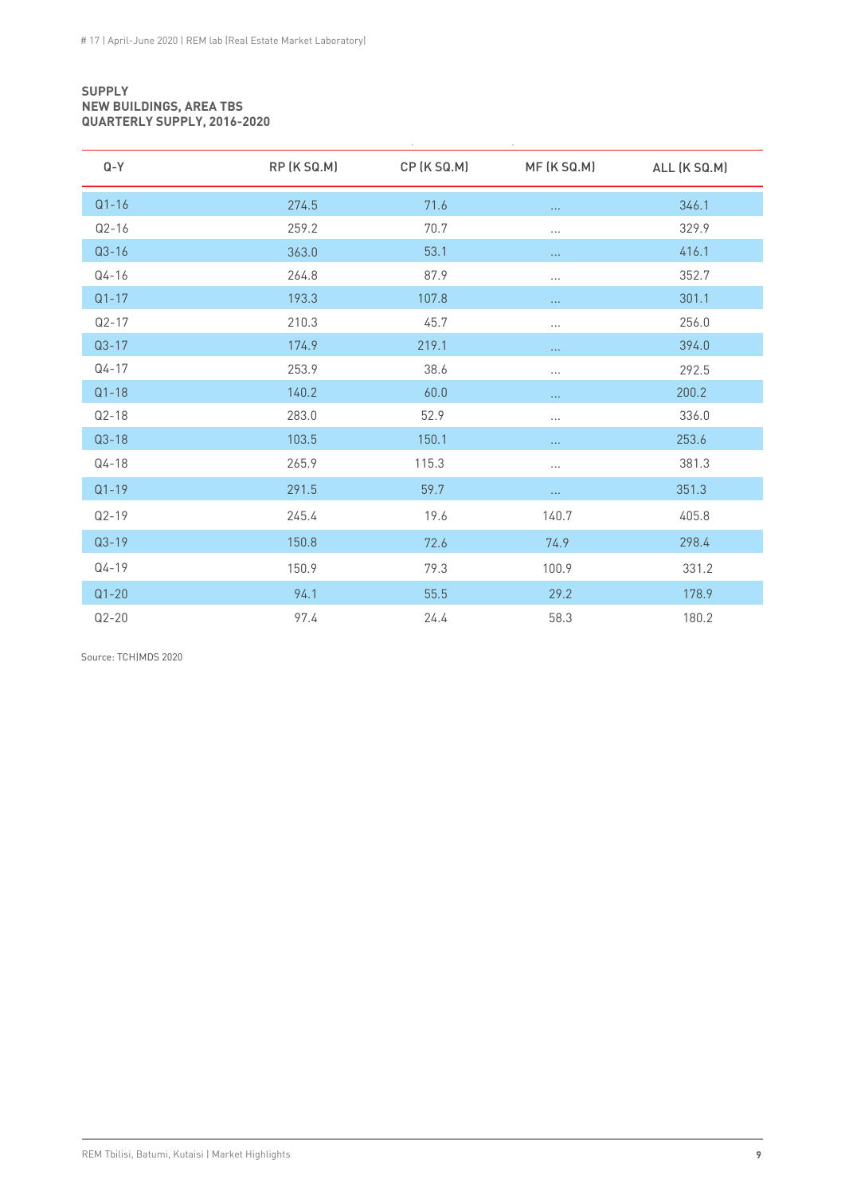**SUPPLY**
**NEW BUILDINGS, AREA TBS**
**QUARTERLY SUPPLY, 2016-2020**

| Q-Y | RP (K SQ.M) | CP (K SQ.M) | MF (K SQ.M) | ALL (K SQ.M) |
|---|---|---|---|---|
| Q1-16 | 274.5 | 71.6 | ... | 346.1 |
| Q2-16 | 259.2 | 70.7 | ... | 329.9 |
| Q3-16 | 363.0 | 53.1 | ... | 416.1 |
| Q4-16 | 264.8 | 87.9 | ... | 352.7 |
| Q1-17 | 193.3 | 107.8 | ... | 301.1 |
| Q2-17 | 210.3 | 45.7 | ... | 256.0 |
| Q3-17 | 174.9 | 219.1 | ... | 394.0 |
| Q4-17 | 253.9 | 38.6 | ... | 292.5 |
| Q1-18 | 140.2 | 60.0 | ... | 200.2 |
| Q2-18 | 283.0 | 52.9 | ... | 336.0 |
| Q3-18 | 103.5 | 150.1 | ... | 253.6 |
| Q4-18 | 265.9 | 115.3 | ... | 381.3 |
| Q1-19 | 291.5 | 59.7 | ... | 351.3 |
| Q2-19 | 245.4 | 19.6 | 140.7 | 405.8 |
| Q3-19 | 150.8 | 72.6 | 74.9 | 298.4 |
| Q4-19 | 150.9 | 79.3 | 100.9 | 331.2 |
| Q1-20 | 94.1 | 55.5 | 29.2 | 178.9 |
| Q2-20 | 97.4 | 24.4 | 58.3 | 180.2 |

Source: TCH|MDS 2020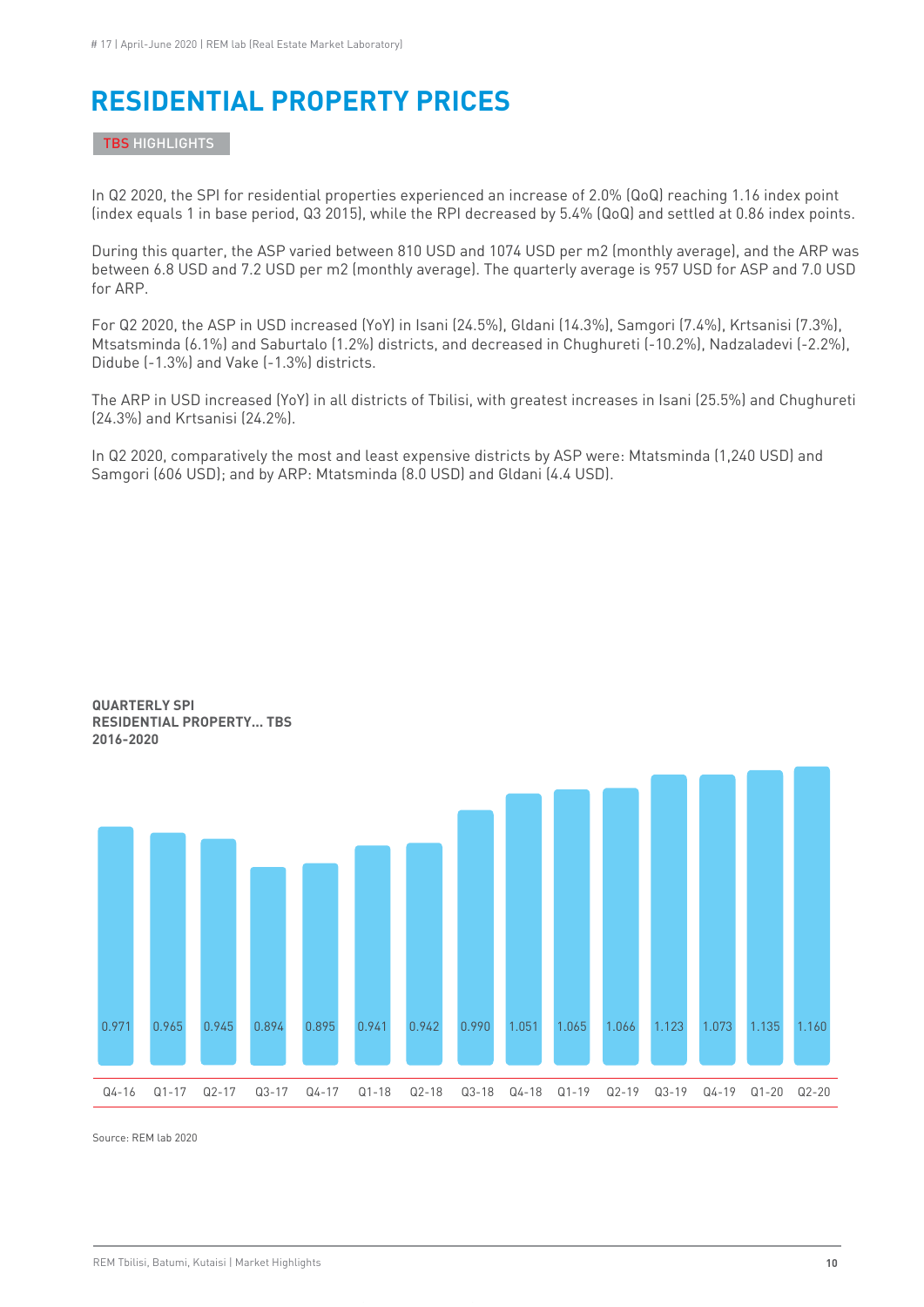# RESIDENTIAL PROPERTY PRICES

TBS HIGHLIGHTS

In Q2 2020, the SPI for residential properties experienced an increase of 2.0% (QoQ) reaching 1.16 index point (index equals 1 in base period, Q3 2015), while the RPI decreased by 5.4% (QoQ) and settled at 0.86 index points.

During this quarter, the ASP varied between 810 USD and 1074 USD per m2 (monthly average), and the ARP was between 6.8 USD and 7.2 USD per m2 (monthly average). The quarterly average is 957 USD for ASP and 7.0 USD for ARP.

For Q2 2020, the ASP in USD increased (YoY) in Isani (24.5%), Gldani (14.3%), Samgori (7.4%), Krtsanisi (7.3%), Mtsatsminda (6.1%) and Saburtalo (1.2%) districts, and decreased in Chughureti (-10.2%), Nadzaladevi (-2.2%), Didube (-1.3%) and Vake (-1.3%) districts.

The ARP in USD increased (YoY) in all districts of Tbilisi, with greatest increases in Isani (25.5%) and Chughureti (24.3%) and Krtsanisi (24.2%).

In Q2 2020, comparatively the most and least expensive districts by ASP were: Mtatsminda (1,240 USD) and Samgori (606 USD); and by ARP: Mtatsminda (8.0 USD) and Gldani (4.4 USD).

**QUARTERLY SPI RESIDENTIAL PROPERTY... TBS 2016-2020**

| Q4-16 | Q1-17 | Q2-17 | Q3-17 | Q4-17 | Q1-18 | Q2-18 | Q3-18 | Q4-18 | Q1-19 | Q2-19 | Q3-19 | Q4-19 | Q1-20 | Q2-20 |
|---|---|---|---|---|---|---|---|---|---|---|---|---|---|---|
| 0.971 | 0.965 | 0.945 | 0.894 | 0.895 | 0.941 | 0.942 | 0.990 | 1.051 | 1.065 | 1.066 | 1.123 | 1.073 | 1.135 | 1.160 |

Source: REM lab 2020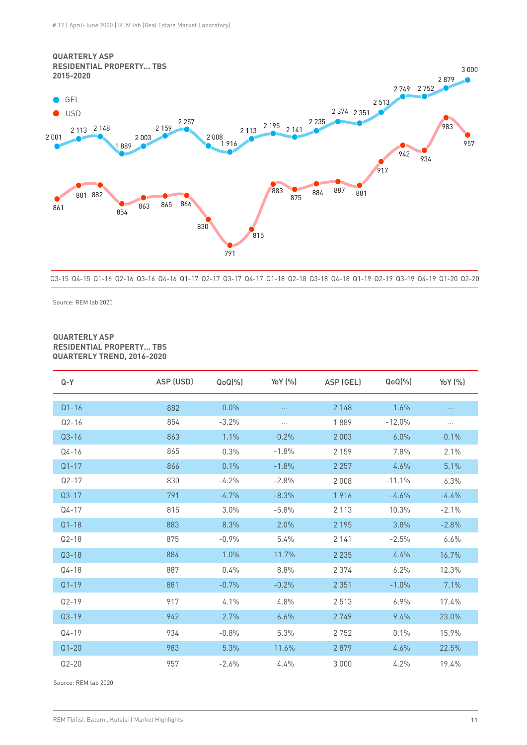**QUARTERLY ASP**
**RESIDENTIAL PROPERTY... TBS**
**2015-2020**

Source: REM lab 2020

**QUARTERLY ASP**
**RESIDENTIAL PROPERTY... TBS**
**QUARTERLY TREND, 2016-2020**

| Q-Y | ASP (USD) | QoQ(%) | YoY (%) | ASP (GEL) | QoQ(%) | YoY (%) |
|---|---|---|---|---|---|---|
| Q1-16 | 882 | 0.0% | ... | 2 148 | 1.6% | ... |
| Q2-16 | 854 | -3.2% | ... | 1 889 | -12.0% | ... |
| Q3-16 | 863 | 1.1% | 0.2% | 2 003 | 6.0% | 0.1% |
| Q4-16 | 865 | 0.3% | -1.8% | 2 159 | 7.8% | 2.1% |
| Q1-17 | 866 | 0.1% | -1.8% | 2 257 | 4.6% | 5.1% |
| Q2-17 | 830 | -4.2% | -2.8% | 2 008 | -11.1% | 6.3% |
| Q3-17 | 791 | -4.7% | -8.3% | 1 916 | -4.6% | -4.4% |
| Q4-17 | 815 | 3.0% | -5.8% | 2 113 | 10.3% | -2.1% |
| Q1-18 | 883 | 8.3% | 2.0% | 2 195 | 3.8% | -2.8% |
| Q2-18 | 875 | -0.9% | 5.4% | 2 141 | -2.5% | 6.6% |
| Q3-18 | 884 | 1.0% | 11.7% | 2 235 | 4.4% | 16.7% |
| Q4-18 | 887 | 0.4% | 8.8% | 2 374 | 6.2% | 12.3% |
| Q1-19 | 881 | -0.7% | -0.2% | 2 351 | -1.0% | 7.1% |
| Q2-19 | 917 | 4.1% | 4.8% | 2 513 | 6.9% | 17.4% |
| Q3-19 | 942 | 2.7% | 6.6% | 2 749 | 9.4% | 23.0% |
| Q4-19 | 934 | -0.8% | 5.3% | 2 752 | 0.1% | 15.9% |
| Q1-20 | 983 | 5.3% | 11.6% | 2 879 | 4.6% | 22.5% |
| Q2-20 | 957 | -2.6% | 4.4% | 3 000 | 4.2% | 19.4% |

Source: REM lab 2020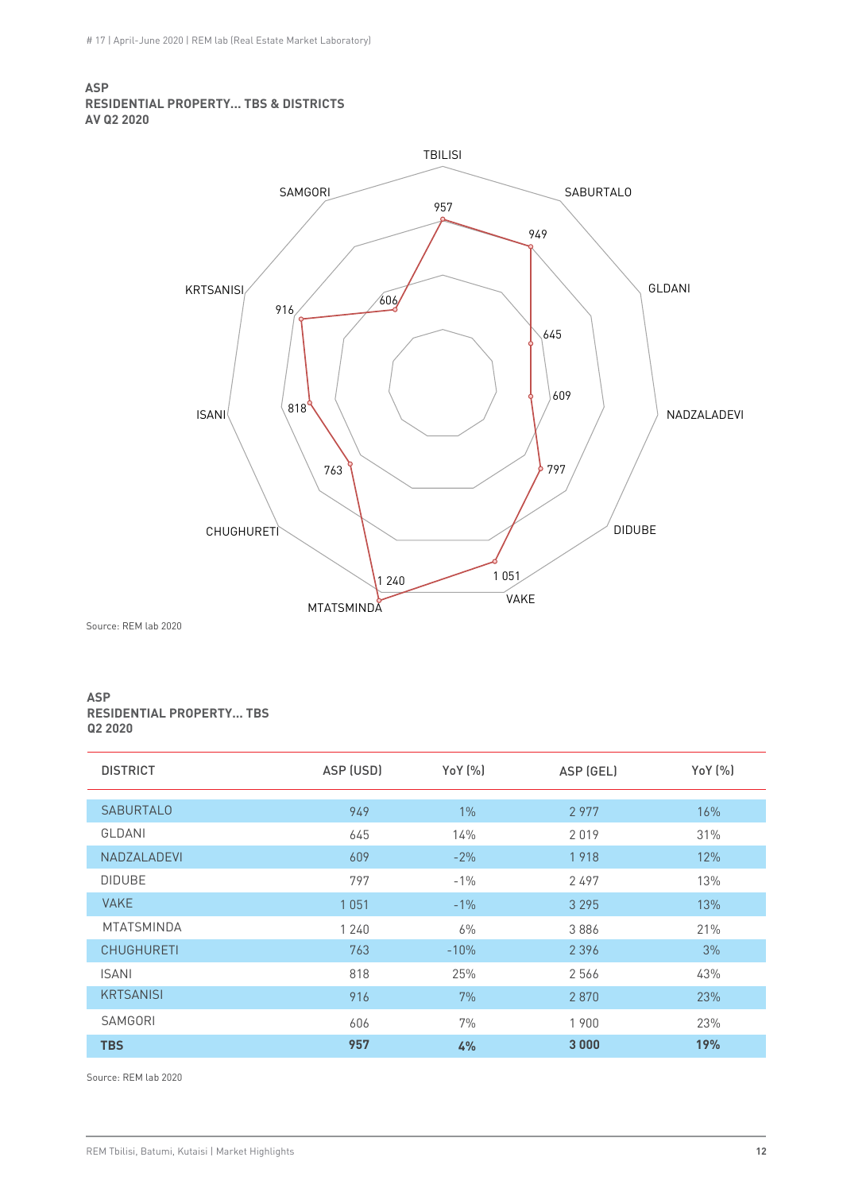**ASP**
**RESIDENTIAL PROPERTY... TBS & DISTRICTS**
**AV Q2 2020**

| District | ASP |
|---|---|
| TBILISI | 957 |
| SABURTALO | 949 |
| GLDANI | 645 |
| NADZALADEVI | 609 |
| DIDUBE | 797 |
| VAKE | 1 051 |
| MTATSMINDA | 1 240 |
| CHUGHURETI | 763 |
| ISANI | 818 |
| KRTSANISI | 916 |
| SAMGORI | 606 |

Source: REM lab 2020

**ASP**
**RESIDENTIAL PROPERTY... TBS**
**Q2 2020**

| DISTRICT | ASP (USD) | YoY (%) | ASP (GEL) | YoY (%) |
|---|---|---|---|---|
| SABURTALO | 949 | 1% | 2 977 | 16% |
| GLDANI | 645 | 14% | 2 019 | 31% |
| NADZALADEVI | 609 | -2% | 1 918 | 12% |
| DIDUBE | 797 | -1% | 2 497 | 13% |
| VAKE | 1 051 | -1% | 3 295 | 13% |
| MTATSMINDA | 1 240 | 6% | 3 886 | 21% |
| CHUGHURETI | 763 | -10% | 2 396 | 3% |
| ISANI | 818 | 25% | 2 566 | 43% |
| KRTSANISI | 916 | 7% | 2 870 | 23% |
| SAMGORI | 606 | 7% | 1 900 | 23% |
| **TBS** | **957** | **4%** | **3 000** | **19%** |

Source: REM lab 2020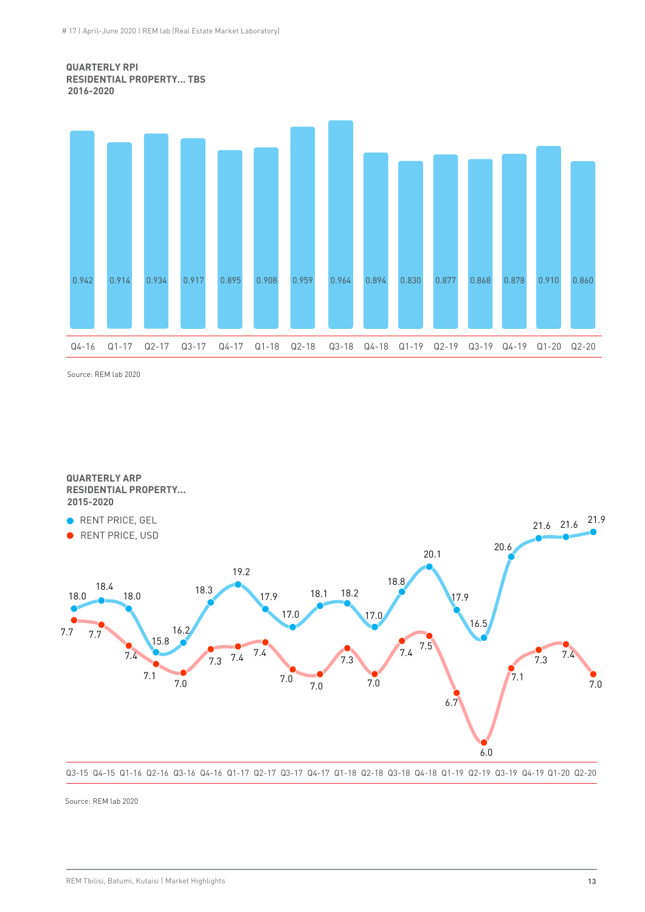**QUARTERLY RPI**
**RESIDENTIAL PROPERTY... TBS**
**2016-2020**

| Q4-16 | Q1-17 | Q2-17 | Q3-17 | Q4-17 | Q1-18 | Q2-18 | Q3-18 | Q4-18 | Q1-19 | Q2-19 | Q3-19 | Q4-19 | Q1-20 | Q2-20 |
|---|---|---|---|---|---|---|---|---|---|---|---|---|---|---|
| 0.942 | 0.914 | 0.934 | 0.917 | 0.895 | 0.908 | 0.959 | 0.964 | 0.894 | 0.830 | 0.877 | 0.868 | 0.878 | 0.910 | 0.860 |

Source: REM lab 2020

**QUARTERLY ARP**
**RESIDENTIAL PROPERTY...**
**2015-2020**

| | Q3-15 | Q4-15 | Q1-16 | Q2-16 | Q3-16 | Q4-16 | Q1-17 | Q2-17 | Q3-17 | Q4-17 | Q1-18 | Q2-18 | Q3-18 | Q4-18 | Q1-19 | Q2-19 | Q3-19 | Q4-19 | Q1-20 | Q2-20 |
|---|---|---|---|---|---|---|---|---|---|---|---|---|---|---|---|---|---|---|---|---|
| RENT PRICE, GEL | 18.0 | 18.4 | 18.0 | 15.8 | 16.2 | 18.3 | 19.2 | 17.9 | 17.0 | 18.1 | 18.2 | 17.0 | 18.8 | 20.1 | 17.9 | 16.5 | 20.6 | 21.6 | 21.6 | 21.9 |
| RENT PRICE, USD | 7.7 | 7.7 | 7.4 | 7.1 | 7.0 | 7.3 | 7.4 | 7.4 | 7.0 | 7.0 | 7.3 | 7.0 | 7.4 | 7.5 | 6.7 | 6.0 | 7.1 | 7.3 | 7.4 | 7.0 |

Source: REM lab 2020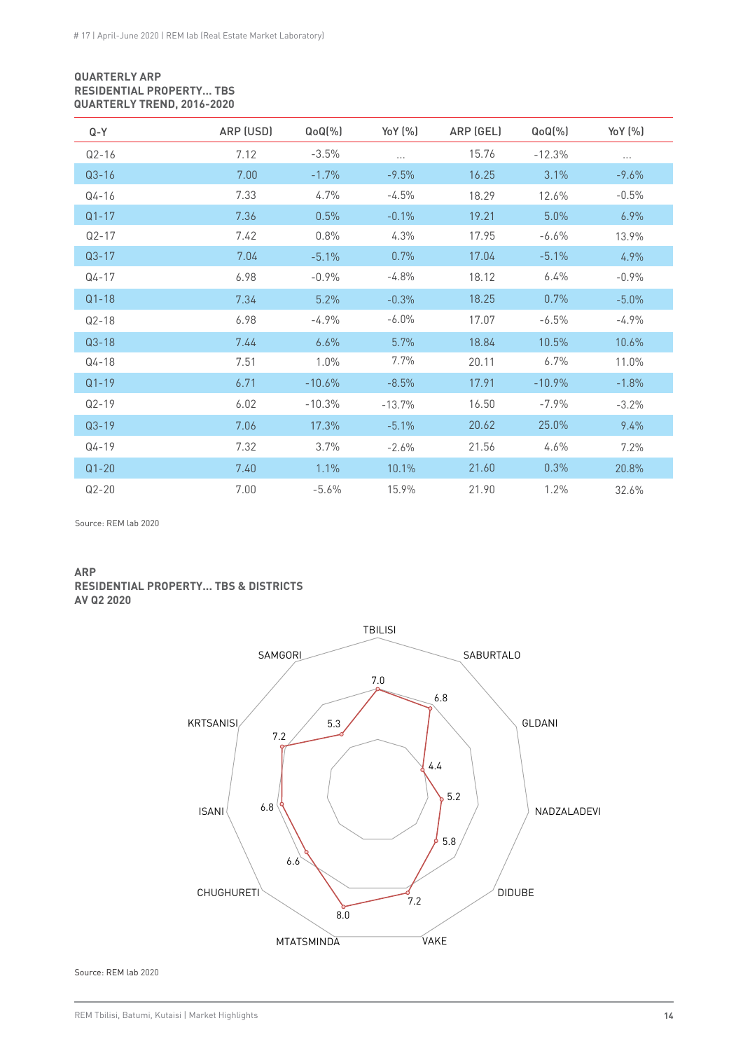**QUARTERLY ARP**
**RESIDENTIAL PROPERTY... TBS**
**QUARTERLY TREND, 2016-2020**

| Q-Y | ARP (USD) | QoQ(%) | YoY (%) | ARP (GEL) | QoQ(%) | YoY (%) |
|---|---|---|---|---|---|---|
| Q2-16 | 7.12 | -3.5% | ... | 15.76 | -12.3% | ... |
| Q3-16 | 7.00 | -1.7% | -9.5% | 16.25 | 3.1% | -9.6% |
| Q4-16 | 7.33 | 4.7% | -4.5% | 18.29 | 12.6% | -0.5% |
| Q1-17 | 7.36 | 0.5% | -0.1% | 19.21 | 5.0% | 6.9% |
| Q2-17 | 7.42 | 0.8% | 4.3% | 17.95 | -6.6% | 13.9% |
| Q3-17 | 7.04 | -5.1% | 0.7% | 17.04 | -5.1% | 4.9% |
| Q4-17 | 6.98 | -0.9% | -4.8% | 18.12 | 6.4% | -0.9% |
| Q1-18 | 7.34 | 5.2% | -0.3% | 18.25 | 0.7% | -5.0% |
| Q2-18 | 6.98 | -4.9% | -6.0% | 17.07 | -6.5% | -4.9% |
| Q3-18 | 7.44 | 6.6% | 5.7% | 18.84 | 10.5% | 10.6% |
| Q4-18 | 7.51 | 1.0% | 7.7% | 20.11 | 6.7% | 11.0% |
| Q1-19 | 6.71 | -10.6% | -8.5% | 17.91 | -10.9% | -1.8% |
| Q2-19 | 6.02 | -10.3% | -13.7% | 16.50 | -7.9% | -3.2% |
| Q3-19 | 7.06 | 17.3% | -5.1% | 20.62 | 25.0% | 9.4% |
| Q4-19 | 7.32 | 3.7% | -2.6% | 21.56 | 4.6% | 7.2% |
| Q1-20 | 7.40 | 1.1% | 10.1% | 21.60 | 0.3% | 20.8% |
| Q2-20 | 7.00 | -5.6% | 15.9% | 21.90 | 1.2% | 32.6% |

Source: REM lab 2020

**ARP**
**RESIDENTIAL PROPERTY... TBS & DISTRICTS**
**AV Q2 2020**

| District | ARP |
|---|---|
| TBILISI | 7.0 |
| SABURTALO | 6.8 |
| GLDANI | 4.4 |
| NADZALADEVI | 5.2 |
| DIDUBE | 5.8 |
| VAKE | 7.2 |
| MTATSMINDA | 8.0 |
| CHUGHURETI | 6.6 |
| ISANI | 6.8 |
| KRTSANISI | 7.2 |
| SAMGORI | 5.3 |

Source: REM lab 2020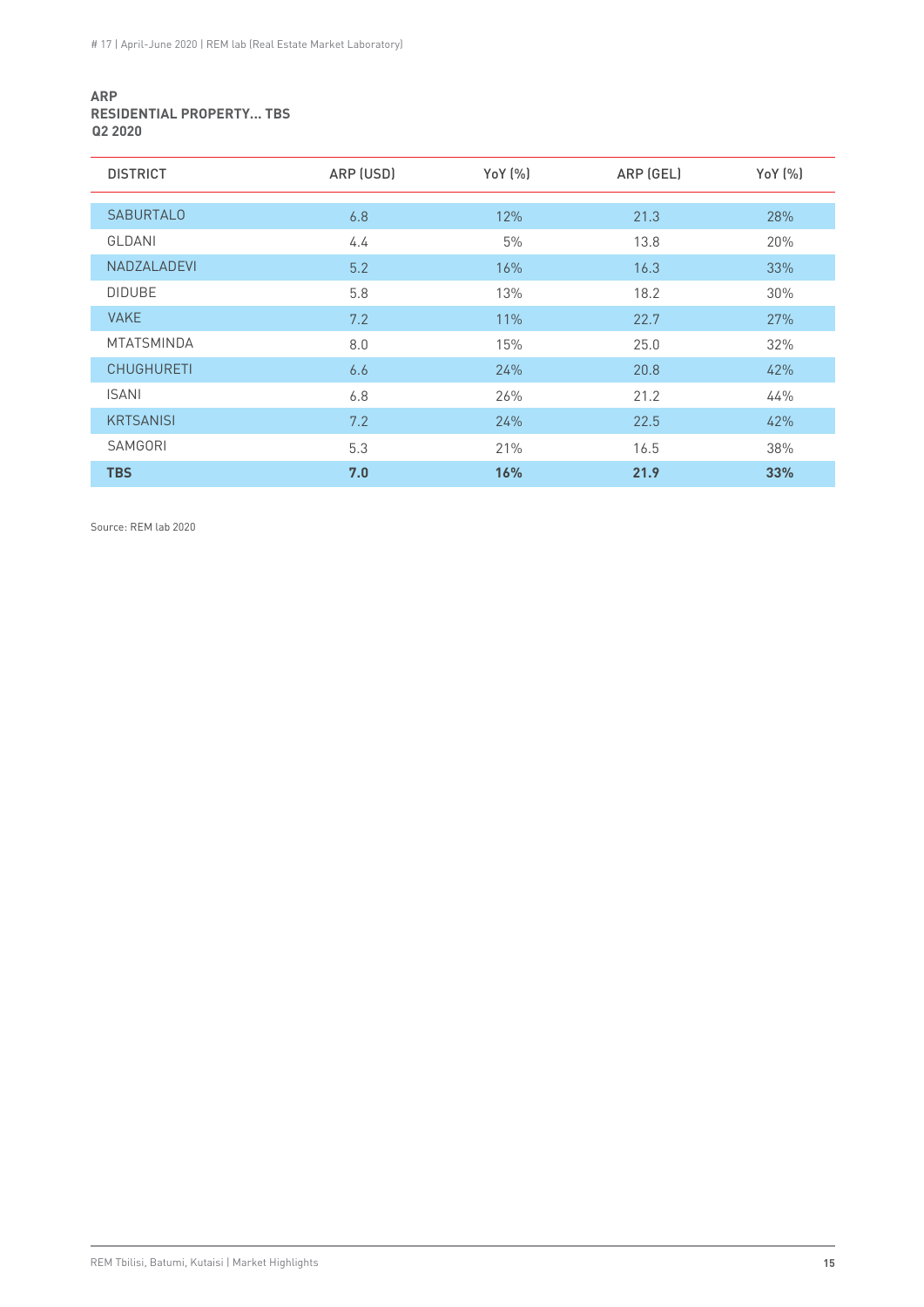**ARP**
**RESIDENTIAL PROPERTY... TBS**
**Q2 2020**

| DISTRICT | ARP (USD) | YoY (%) | ARP (GEL) | YoY (%) |
|---|---|---|---|---|
| SABURTALO | 6.8 | 12% | 21.3 | 28% |
| GLDANI | 4.4 | 5% | 13.8 | 20% |
| NADZALADEVI | 5.2 | 16% | 16.3 | 33% |
| DIDUBE | 5.8 | 13% | 18.2 | 30% |
| VAKE | 7.2 | 11% | 22.7 | 27% |
| MTATSMINDA | 8.0 | 15% | 25.0 | 32% |
| CHUGHURETI | 6.6 | 24% | 20.8 | 42% |
| ISANI | 6.8 | 26% | 21.2 | 44% |
| KRTSANISI | 7.2 | 24% | 22.5 | 42% |
| SAMGORI | 5.3 | 21% | 16.5 | 38% |
| **TBS** | **7.0** | **16%** | **21.9** | **33%** |

Source: REM lab 2020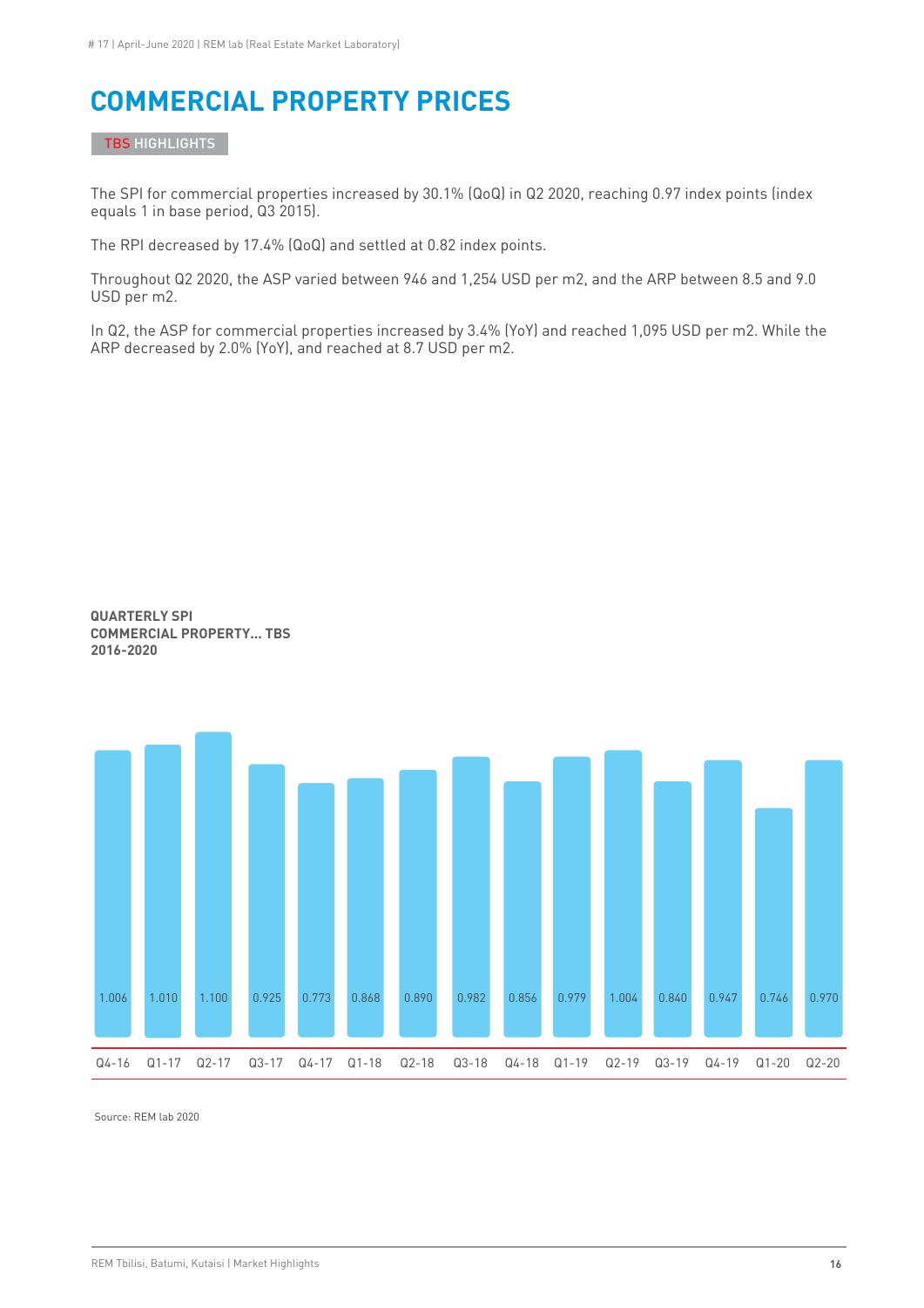# COMMERCIAL PROPERTY PRICES

TBS HIGHLIGHTS

The SPI for commercial properties increased by 30.1% (QoQ) in Q2 2020, reaching 0.97 index points (index equals 1 in base period, Q3 2015).

The RPI decreased by 17.4% (QoQ) and settled at 0.82 index points.

Throughout Q2 2020, the ASP varied between 946 and 1,254 USD per m2, and the ARP between 8.5 and 9.0 USD per m2.

In Q2, the ASP for commercial properties increased by 3.4% (YoY) and reached 1,095 USD per m2. While the ARP decreased by 2.0% (YoY), and reached at 8.7 USD per m2.

**QUARTERLY SPI**
**COMMERCIAL PROPERTY... TBS**
**2016-2020**

| Q4-16 | Q1-17 | Q2-17 | Q3-17 | Q4-17 | Q1-18 | Q2-18 | Q3-18 | Q4-18 | Q1-19 | Q2-19 | Q3-19 | Q4-19 | Q1-20 | Q2-20 |
|---|---|---|---|---|---|---|---|---|---|---|---|---|---|---|
| 1.006 | 1.010 | 1.100 | 0.925 | 0.773 | 0.868 | 0.890 | 0.982 | 0.856 | 0.979 | 1.004 | 0.840 | 0.947 | 0.746 | 0.970 |

Source: REM lab 2020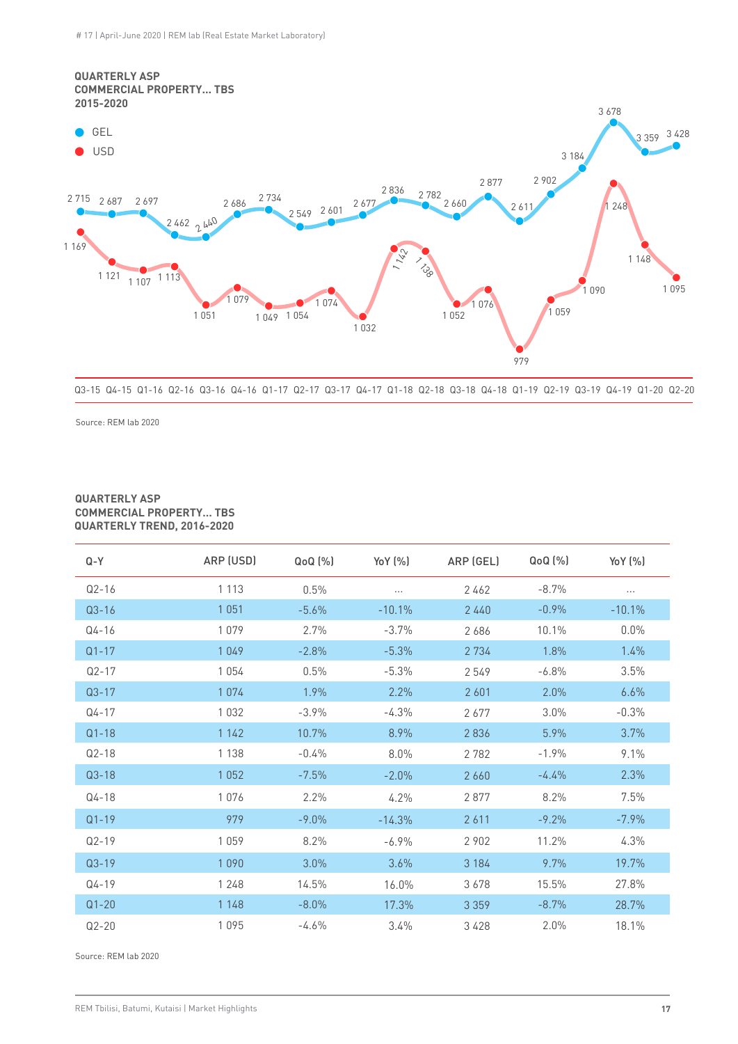**QUARTERLY ASP**
**COMMERCIAL PROPERTY... TBS**
**2015-2020**

- GEL
- USD

| Quarter | GEL | USD |
|---|---|---|
| Q3-15 | 2 715 | 1 169 |
| Q4-15 | 2 687 | 1 121 |
| Q1-16 | 2 697 | 1 107 |
| Q2-16 | 2 462 | 1 113 |
| Q3-16 | 2 440 | 1 051 |
| Q4-16 | 2 686 | 1 079 |
| Q1-17 | 2 734 | 1 049 |
| Q2-17 | 2 549 | 1 054 |
| Q3-17 | 2 601 | 1 074 |
| Q4-17 | 2 677 | 1 032 |
| Q1-18 | 2 836 | 1 142 |
| Q2-18 | 2 782 | 1 138 |
| Q3-18 | 2 660 | 1 052 |
| Q4-18 | 2 877 | 1 076 |
| Q1-19 | 2 611 | 979 |
| Q2-19 | 2 902 | 1 059 |
| Q3-19 | 3 184 | 1 090 |
| Q4-19 | 3 678 | 1 248 |
| Q1-20 | 3 359 | 1 148 |
| Q2-20 | 3 428 | 1 095 |

Source: REM lab 2020

**QUARTERLY ASP**
**COMMERCIAL PROPERTY... TBS**
**QUARTERLY TREND, 2016-2020**

| Q-Y | ARP (USD) | QoQ (%) | YoY (%) | ARP (GEL) | QoQ (%) | YoY (%) |
|---|---|---|---|---|---|---|
| Q2-16 | 1 113 | 0.5% | ... | 2 462 | -8.7% | ... |
| Q3-16 | 1 051 | -5.6% | -10.1% | 2 440 | -0.9% | -10.1% |
| Q4-16 | 1 079 | 2.7% | -3.7% | 2 686 | 10.1% | 0.0% |
| Q1-17 | 1 049 | -2.8% | -5.3% | 2 734 | 1.8% | 1.4% |
| Q2-17 | 1 054 | 0.5% | -5.3% | 2 549 | -6.8% | 3.5% |
| Q3-17 | 1 074 | 1.9% | 2.2% | 2 601 | 2.0% | 6.6% |
| Q4-17 | 1 032 | -3.9% | -4.3% | 2 677 | 3.0% | -0.3% |
| Q1-18 | 1 142 | 10.7% | 8.9% | 2 836 | 5.9% | 3.7% |
| Q2-18 | 1 138 | -0.4% | 8.0% | 2 782 | -1.9% | 9.1% |
| Q3-18 | 1 052 | -7.5% | -2.0% | 2 660 | -4.4% | 2.3% |
| Q4-18 | 1 076 | 2.2% | 4.2% | 2 877 | 8.2% | 7.5% |
| Q1-19 | 979 | -9.0% | -14.3% | 2 611 | -9.2% | -7.9% |
| Q2-19 | 1 059 | 8.2% | -6.9% | 2 902 | 11.2% | 4.3% |
| Q3-19 | 1 090 | 3.0% | 3.6% | 3 184 | 9.7% | 19.7% |
| Q4-19 | 1 248 | 14.5% | 16.0% | 3 678 | 15.5% | 27.8% |
| Q1-20 | 1 148 | -8.0% | 17.3% | 3 359 | -8.7% | 28.7% |
| Q2-20 | 1 095 | -4.6% | 3.4% | 3 428 | 2.0% | 18.1% |

Source: REM lab 2020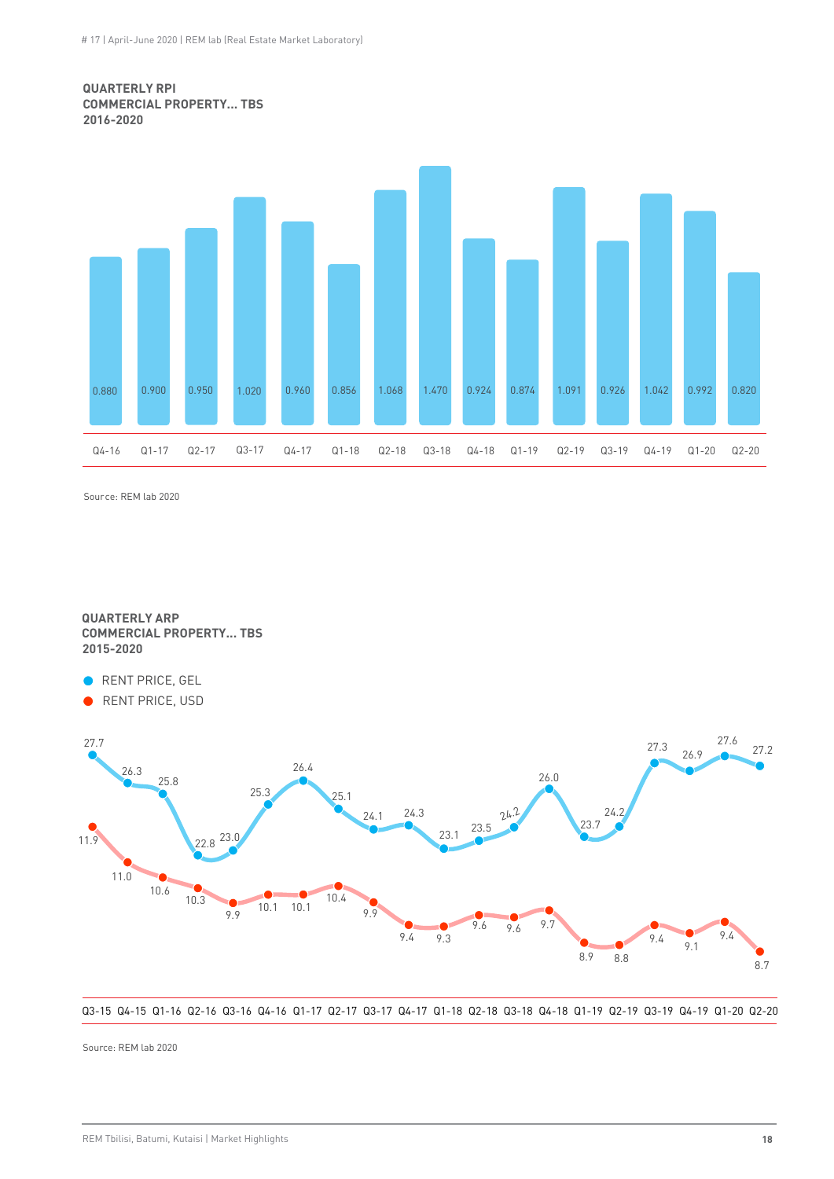**QUARTERLY RPI
COMMERCIAL PROPERTY... TBS
2016-2020**

| Quarter | RPI |
|---|---|
| Q4-16 | 0.880 |
| Q1-17 | 0.900 |
| Q2-17 | 0.950 |
| Q3-17 | 1.020 |
| Q4-17 | 0.960 |
| Q1-18 | 0.856 |
| Q2-18 | 1.068 |
| Q3-18 | 1.470 |
| Q4-18 | 0.924 |
| Q1-19 | 0.874 |
| Q2-19 | 1.091 |
| Q3-19 | 0.926 |
| Q4-19 | 1.042 |
| Q1-20 | 0.992 |
| Q2-20 | 0.820 |

Source: REM lab 2020

**QUARTERLY ARP
COMMERCIAL PROPERTY... TBS
2015-2020**

| Quarter | RENT PRICE, GEL | RENT PRICE, USD |
|---|---|---|
| Q3-15 | 27.7 | 11.9 |
| Q4-15 | 26.3 | 11.0 |
| Q1-16 | 25.8 | 10.6 |
| Q2-16 | 22.8 | 10.3 |
| Q3-16 | 23.0 | 9.9 |
| Q4-16 | 25.3 | 10.1 |
| Q1-17 | 26.4 | 10.1 |
| Q2-17 | 25.1 | 10.4 |
| Q3-17 | 24.1 | 9.9 |
| Q4-17 | 24.3 | 9.4 |
| Q1-18 | 23.1 | 9.3 |
| Q2-18 | 23.5 | 9.6 |
| Q3-18 | 24.2 | 9.6 |
| Q4-18 | 26.0 | 9.7 |
| Q1-19 | 23.7 | 8.9 |
| Q2-19 | 24.2 | 8.8 |
| Q3-19 | 27.3 | 9.4 |
| Q4-19 | 26.9 | 9.1 |
| Q1-20 | 27.6 | 9.4 |
| Q2-20 | 27.2 | 8.7 |

Source: REM lab 2020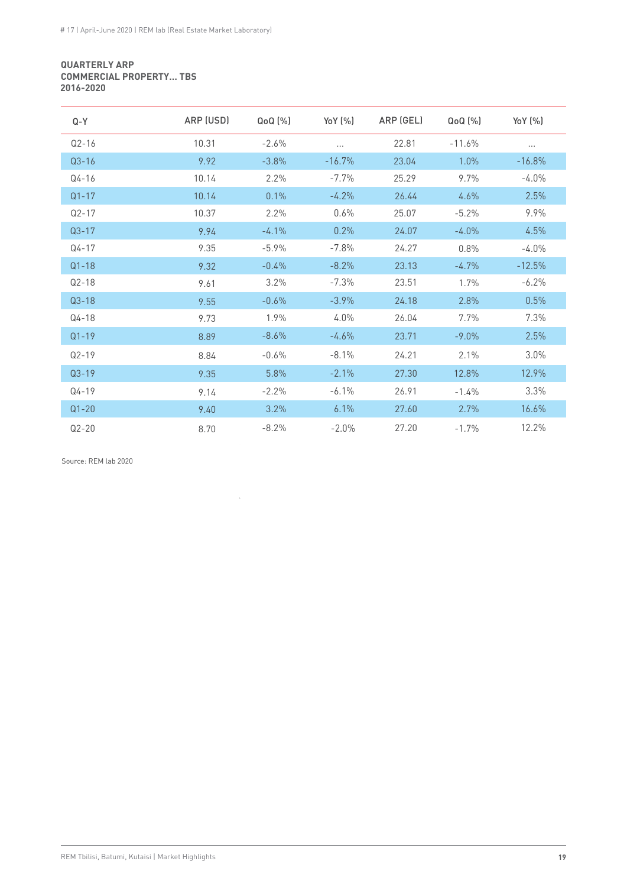**QUARTERLY ARP**
**COMMERCIAL PROPERTY... TBS**
**2016-2020**

| Q-Y | ARP (USD) | QoQ (%) | YoY (%) | ARP (GEL) | QoQ (%) | YoY (%) |
|---|---|---|---|---|---|---|
| Q2-16 | 10.31 | -2.6% | ... | 22.81 | -11.6% | ... |
| Q3-16 | 9.92 | -3.8% | -16.7% | 23.04 | 1.0% | -16.8% |
| Q4-16 | 10.14 | 2.2% | -7.7% | 25.29 | 9.7% | -4.0% |
| Q1-17 | 10.14 | 0.1% | -4.2% | 26.44 | 4.6% | 2.5% |
| Q2-17 | 10.37 | 2.2% | 0.6% | 25.07 | -5.2% | 9.9% |
| Q3-17 | 9.94 | -4.1% | 0.2% | 24.07 | -4.0% | 4.5% |
| Q4-17 | 9.35 | -5.9% | -7.8% | 24.27 | 0.8% | -4.0% |
| Q1-18 | 9.32 | -0.4% | -8.2% | 23.13 | -4.7% | -12.5% |
| Q2-18 | 9.61 | 3.2% | -7.3% | 23.51 | 1.7% | -6.2% |
| Q3-18 | 9.55 | -0.6% | -3.9% | 24.18 | 2.8% | 0.5% |
| Q4-18 | 9.73 | 1.9% | 4.0% | 26.04 | 7.7% | 7.3% |
| Q1-19 | 8.89 | -8.6% | -4.6% | 23.71 | -9.0% | 2.5% |
| Q2-19 | 8.84 | -0.6% | -8.1% | 24.21 | 2.1% | 3.0% |
| Q3-19 | 9.35 | 5.8% | -2.1% | 27.30 | 12.8% | 12.9% |
| Q4-19 | 9.14 | -2.2% | -6.1% | 26.91 | -1.4% | 3.3% |
| Q1-20 | 9.40 | 3.2% | 6.1% | 27.60 | 2.7% | 16.6% |
| Q2-20 | 8.70 | -8.2% | -2.0% | 27.20 | -1.7% | 12.2% |

Source: REM lab 2020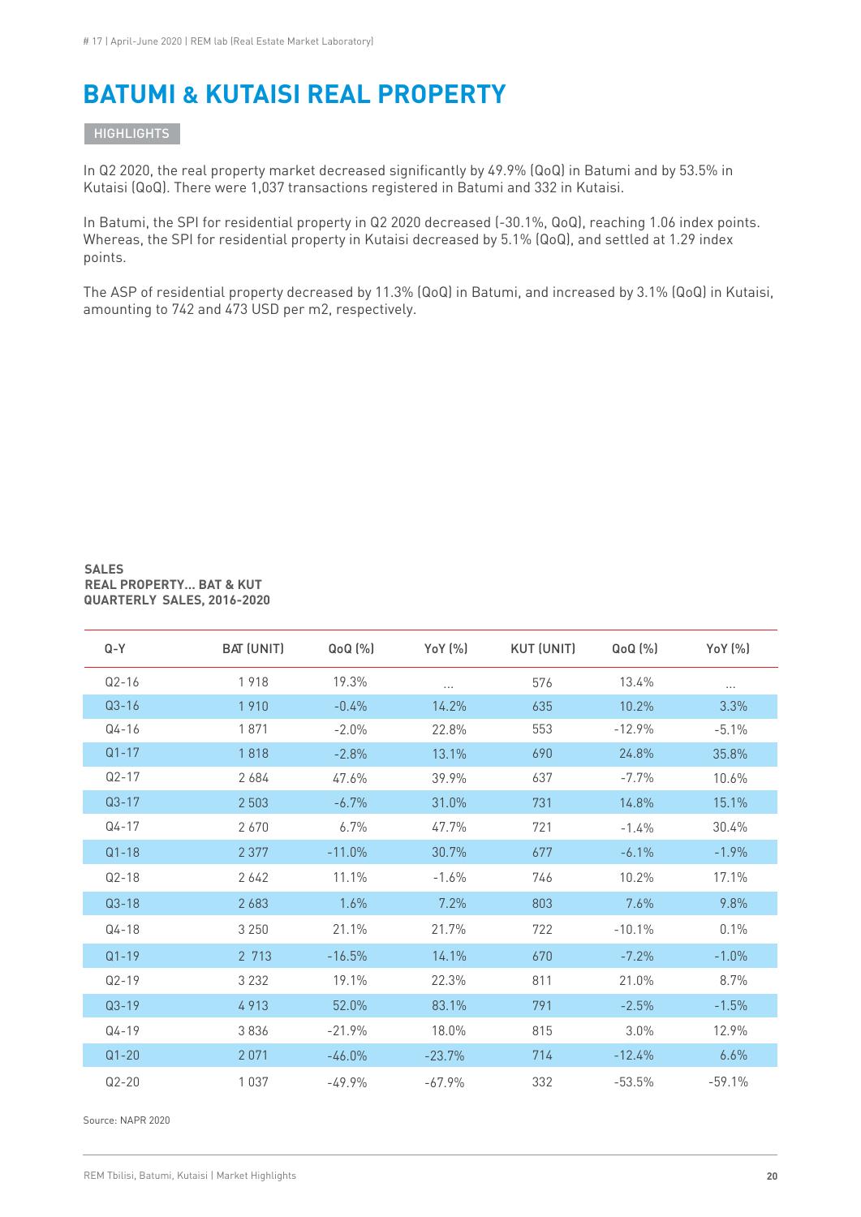# BATUMI & KUTAISI REAL PROPERTY

HIGHLIGHTS

In Q2 2020, the real property market decreased significantly by 49.9% (QoQ) in Batumi and by 53.5% in Kutaisi (QoQ). There were 1,037 transactions registered in Batumi and 332 in Kutaisi.

In Batumi, the SPI for residential property in Q2 2020 decreased (-30.1%, QoQ), reaching 1.06 index points. Whereas, the SPI for residential property in Kutaisi decreased by 5.1% (QoQ), and settled at 1.29 index points.

The ASP of residential property decreased by 11.3% (QoQ) in Batumi, and increased by 3.1% (QoQ) in Kutaisi, amounting to 742 and 473 USD per m2, respectively.

**SALES**
**REAL PROPERTY... BAT & KUT**
**QUARTERLY SALES, 2016-2020**

| Q-Y | BAT (UNIT) | QoQ (%) | YoY (%) | KUT (UNIT) | QoQ (%) | YoY (%) |
|---|---|---|---|---|---|---|
| Q2-16 | 1 918 | 19.3% | ... | 576 | 13.4% | ... |
| Q3-16 | 1 910 | -0.4% | 14.2% | 635 | 10.2% | 3.3% |
| Q4-16 | 1 871 | -2.0% | 22.8% | 553 | -12.9% | -5.1% |
| Q1-17 | 1 818 | -2.8% | 13.1% | 690 | 24.8% | 35.8% |
| Q2-17 | 2 684 | 47.6% | 39.9% | 637 | -7.7% | 10.6% |
| Q3-17 | 2 503 | -6.7% | 31.0% | 731 | 14.8% | 15.1% |
| Q4-17 | 2 670 | 6.7% | 47.7% | 721 | -1.4% | 30.4% |
| Q1-18 | 2 377 | -11.0% | 30.7% | 677 | -6.1% | -1.9% |
| Q2-18 | 2 642 | 11.1% | -1.6% | 746 | 10.2% | 17.1% |
| Q3-18 | 2 683 | 1.6% | 7.2% | 803 | 7.6% | 9.8% |
| Q4-18 | 3 250 | 21.1% | 21.7% | 722 | -10.1% | 0.1% |
| Q1-19 | 2 713 | -16.5% | 14.1% | 670 | -7.2% | -1.0% |
| Q2-19 | 3 232 | 19.1% | 22.3% | 811 | 21.0% | 8.7% |
| Q3-19 | 4 913 | 52.0% | 83.1% | 791 | -2.5% | -1.5% |
| Q4-19 | 3 836 | -21.9% | 18.0% | 815 | 3.0% | 12.9% |
| Q1-20 | 2 071 | -46.0% | -23.7% | 714 | -12.4% | 6.6% |
| Q2-20 | 1 037 | -49.9% | -67.9% | 332 | -53.5% | -59.1% |

Source: NAPR 2020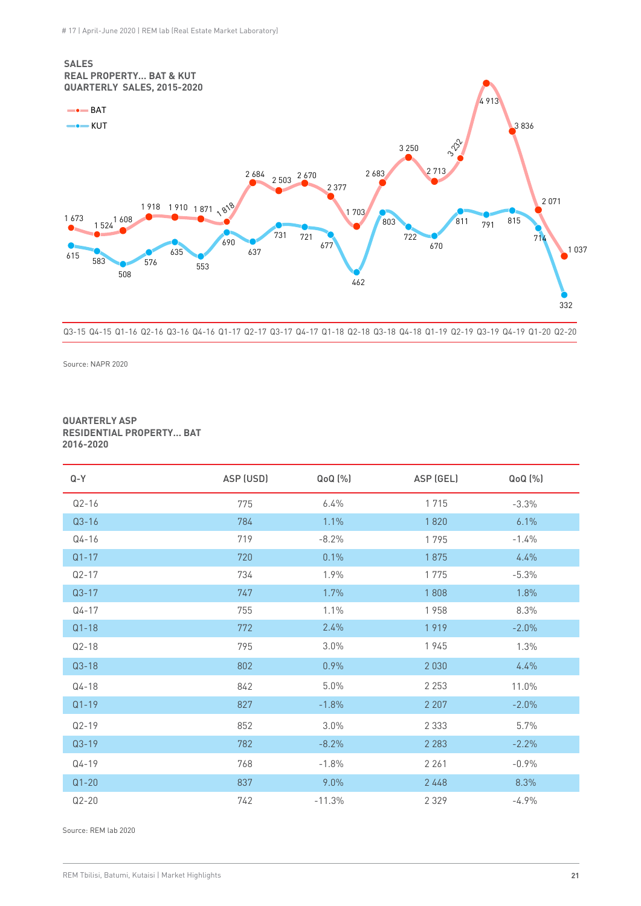**SALES**
**REAL PROPERTY... BAT & KUT**
**QUARTERLY SALES, 2015-2020**

| Quarter | BAT | KUT |
|---|---|---|
| Q3-15 | 1 673 | 615 |
| Q4-15 | 1 524 | 583 |
| Q1-16 | 1 608 | 508 |
| Q2-16 | 1 918 | 576 |
| Q3-16 | 1 910 | 635 |
| Q4-16 | 1 871 | 553 |
| Q1-17 | 1 818 | 690 |
| Q2-17 | 2 684 | 637 |
| Q3-17 | 2 503 | 731 |
| Q4-17 | 2 670 | 721 |
| Q1-18 | 2 377 | 677 |
| Q2-18 | 1 703 | 462 |
| Q3-18 | 2 683 | 803 |
| Q4-18 | 3 250 | 722 |
| Q1-19 | 2 713 | 670 |
| Q2-19 | 3 232 | 811 |
| Q3-19 | 4 913 | 791 |
| Q4-19 | 3 836 | 815 |
| Q1-20 | 2 071 | 714 |
| Q2-20 | 1 037 | 332 |

Source: NAPR 2020

**QUARTERLY ASP**
**RESIDENTIAL PROPERTY... BAT**
**2016-2020**

| Q-Y | ASP (USD) | QoQ (%) | ASP (GEL) | QoQ (%) |
|---|---|---|---|---|
| Q2-16 | 775 | 6.4% | 1 715 | -3.3% |
| Q3-16 | 784 | 1.1% | 1 820 | 6.1% |
| Q4-16 | 719 | -8.2% | 1 795 | -1.4% |
| Q1-17 | 720 | 0.1% | 1 875 | 4.4% |
| Q2-17 | 734 | 1.9% | 1 775 | -5.3% |
| Q3-17 | 747 | 1.7% | 1 808 | 1.8% |
| Q4-17 | 755 | 1.1% | 1 958 | 8.3% |
| Q1-18 | 772 | 2.4% | 1 919 | -2.0% |
| Q2-18 | 795 | 3.0% | 1 945 | 1.3% |
| Q3-18 | 802 | 0.9% | 2 030 | 4.4% |
| Q4-18 | 842 | 5.0% | 2 253 | 11.0% |
| Q1-19 | 827 | -1.8% | 2 207 | -2.0% |
| Q2-19 | 852 | 3.0% | 2 333 | 5.7% |
| Q3-19 | 782 | -8.2% | 2 283 | -2.2% |
| Q4-19 | 768 | -1.8% | 2 261 | -0.9% |
| Q1-20 | 837 | 9.0% | 2 448 | 8.3% |
| Q2-20 | 742 | -11.3% | 2 329 | -4.9% |

Source: REM lab 2020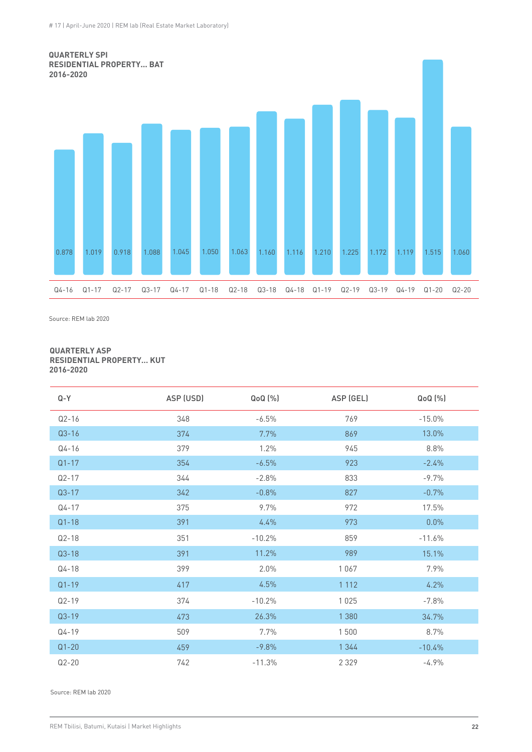**QUARTERLY SPI RESIDENTIAL PROPERTY... BAT 2016-2020**

| Q-Y | SPI |
|---|---|
| Q4-16 | 0.878 |
| Q1-17 | 1.019 |
| Q2-17 | 0.918 |
| Q3-17 | 1.088 |
| Q4-17 | 1.045 |
| Q1-18 | 1.050 |
| Q2-18 | 1.063 |
| Q3-18 | 1.160 |
| Q4-18 | 1.116 |
| Q1-19 | 1.210 |
| Q2-19 | 1.225 |
| Q3-19 | 1.172 |
| Q4-19 | 1.119 |
| Q1-20 | 1.515 |
| Q2-20 | 1.060 |

Source: REM lab 2020

**QUARTERLY ASP RESIDENTIAL PROPERTY... KUT 2016-2020**

| Q-Y | ASP (USD) | QoQ (%) | ASP (GEL) | QoQ (%) |
|---|---|---|---|---|
| Q2-16 | 348 | -6.5% | 769 | -15.0% |
| Q3-16 | 374 | 7.7% | 869 | 13.0% |
| Q4-16 | 379 | 1.2% | 945 | 8.8% |
| Q1-17 | 354 | -6.5% | 923 | -2.4% |
| Q2-17 | 344 | -2.8% | 833 | -9.7% |
| Q3-17 | 342 | -0.8% | 827 | -0.7% |
| Q4-17 | 375 | 9.7% | 972 | 17.5% |
| Q1-18 | 391 | 4.4% | 973 | 0.0% |
| Q2-18 | 351 | -10.2% | 859 | -11.6% |
| Q3-18 | 391 | 11.2% | 989 | 15.1% |
| Q4-18 | 399 | 2.0% | 1 067 | 7.9% |
| Q1-19 | 417 | 4.5% | 1 112 | 4.2% |
| Q2-19 | 374 | -10.2% | 1 025 | -7.8% |
| Q3-19 | 473 | 26.3% | 1 380 | 34.7% |
| Q4-19 | 509 | 7.7% | 1 500 | 8.7% |
| Q1-20 | 459 | -9.8% | 1 344 | -10.4% |
| Q2-20 | 742 | -11.3% | 2 329 | -4.9% |

Source: REM lab 2020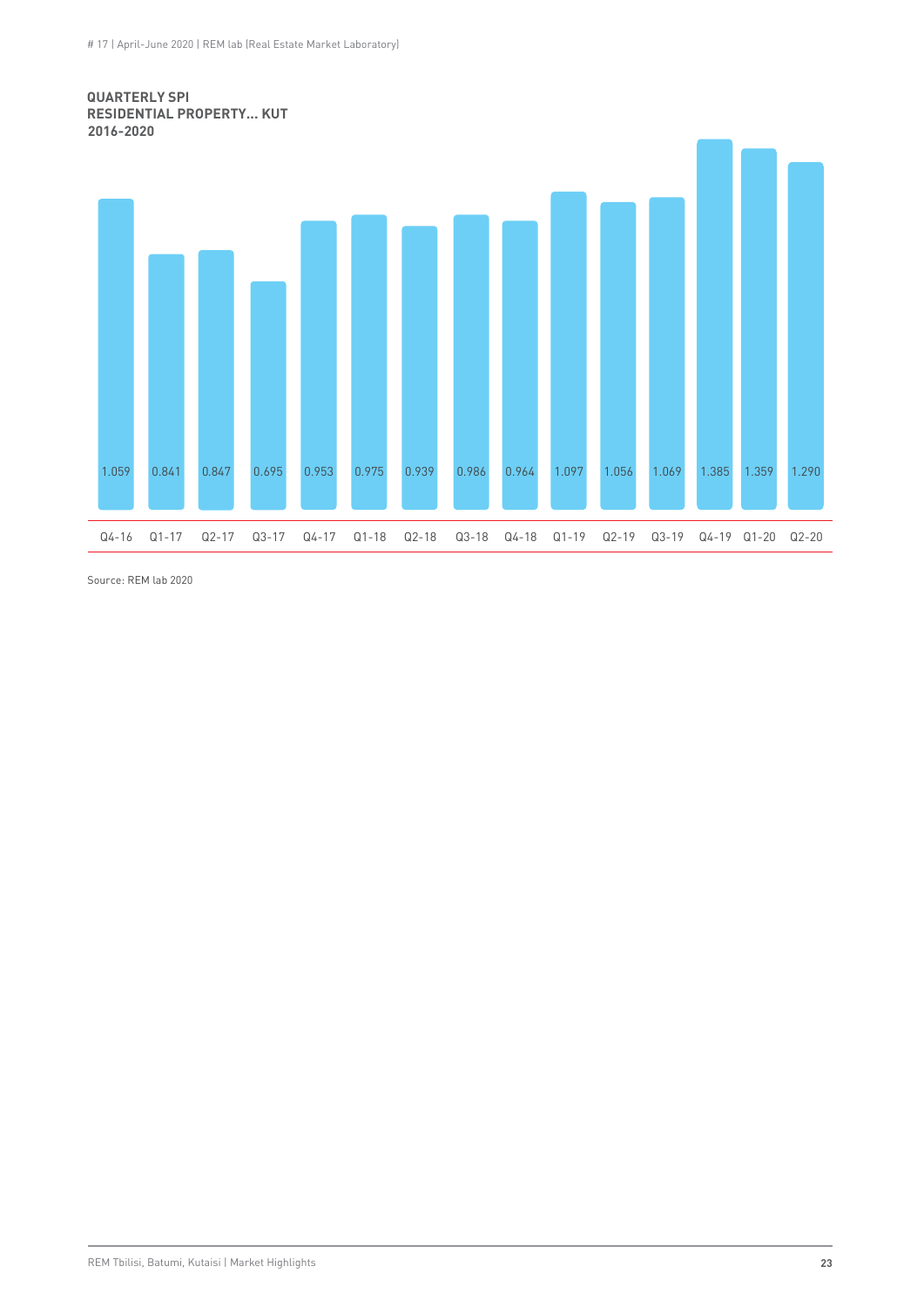**QUARTERLY SPI**
**RESIDENTIAL PROPERTY... KUT**
**2016-2020**

1.059 0.841 0.847 0.695 0.953 0.975 0.939 0.986 0.964 1.097 1.056 1.069 1.385 1.359 1.290

Q4-16 Q1-17 Q2-17 Q3-17 Q4-17 Q1-18 Q2-18 Q3-18 Q4-18 Q1-19 Q2-19 Q3-19 Q4-19 Q1-20 Q2-20

Source: REM lab 2020